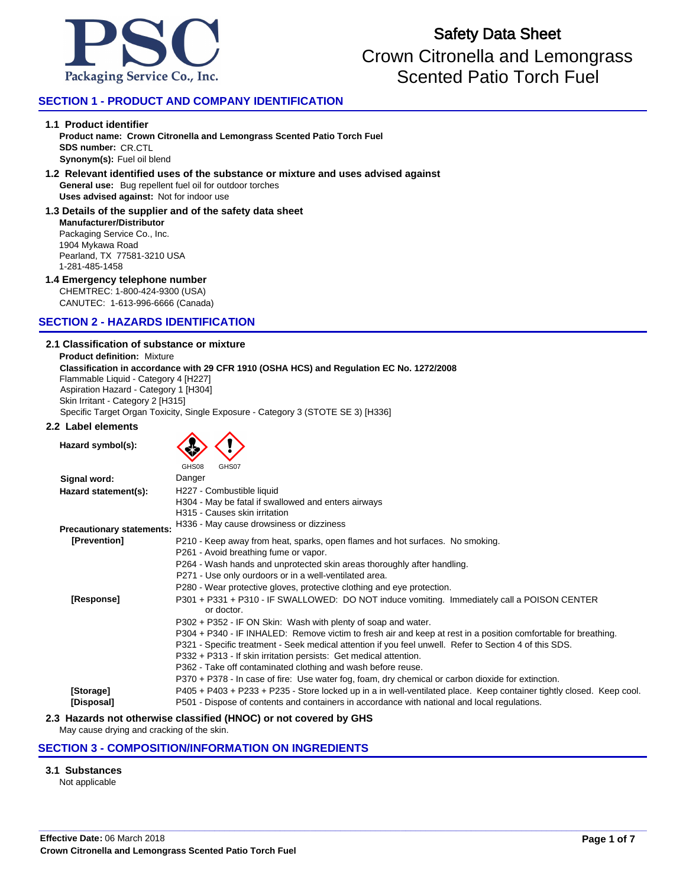# Safety Data Sheet

# Crown Citronella and Lemongrass Scented Patio Torch Fuel

PSC
Packaging Service Co., Inc.

## SECTION 1 - PRODUCT AND COMPANY IDENTIFICATION

### 1.1 Product identifier

**Product name: Crown Citronella and Lemongrass Scented Patio Torch Fuel**
**SDS number:** CR.CTL
**Synonym(s):** Fuel oil blend

### 1.2 Relevant identified uses of the substance or mixture and uses advised against

**General use:** Bug repellent fuel oil for outdoor torches
**Uses advised against:** Not for indoor use

### 1.3 Details of the supplier and of the safety data sheet

**Manufacturer/Distributor**
Packaging Service Co., Inc.
1904 Mykawa Road
Pearland, TX 77581-3210 USA
1-281-485-1458

### 1.4 Emergency telephone number

CHEMTREC: 1-800-424-9300 (USA)
CANUTEC: 1-613-996-6666 (Canada)

## SECTION 2 - HAZARDS IDENTIFICATION

### 2.1 Classification of substance or mixture

**Product definition:** Mixture
**Classification in accordance with 29 CFR 1910 (OSHA HCS) and Regulation EC No. 1272/2008**
Flammable Liquid - Category 4 [H227]
Aspiration Hazard - Category 1 [H304]
Skin Irritant - Category 2 [H315]
Specific Target Organ Toxicity, Single Exposure - Category 3 (STOTE SE 3) [H336]

### 2.2 Label elements

**Hazard symbol(s):** GHS08 GHS07

**Signal word:** Danger

**Hazard statement(s):**
H227 - Combustible liquid
H304 - May be fatal if swallowed and enters airways
H315 - Causes skin irritation
H336 - May cause drowsiness or dizziness

**Precautionary statements:**

**[Prevention]**
P210 - Keep away from heat, sparks, open flames and hot surfaces. No smoking.
P261 - Avoid breathing fume or vapor.
P264 - Wash hands and unprotected skin areas thoroughly after handling.
P271 - Use only ourdoors or in a well-ventilated area.
P280 - Wear protective gloves, protective clothing and eye protection.

**[Response]**
P301 + P331 + P310 - IF SWALLOWED: DO NOT induce vomiting. Immediately call a POISON CENTER or doctor.
P302 + P352 - IF ON Skin: Wash with plenty of soap and water.
P304 + P340 - IF INHALED: Remove victim to fresh air and keep at rest in a position comfortable for breathing.
P321 - Specific treatment - Seek medical attention if you feel unwell. Refer to Section 4 of this SDS.
P332 + P313 - If skin irritation persists: Get medical attention.
P362 - Take off contaminated clothing and wash before reuse.
P370 + P378 - In case of fire: Use water fog, foam, dry chemical or carbon dioxide for extinction.

**[Storage]**
P405 + P403 + P233 + P235 - Store locked up in a in well-ventilated place. Keep container tightly closed. Keep cool.

**[Disposal]**
P501 - Dispose of contents and containers in accordance with national and local regulations.

### 2.3 Hazards not otherwise classified (HNOC) or not covered by GHS

May cause drying and cracking of the skin.

## SECTION 3 - COMPOSITION/INFORMATION ON INGREDIENTS

### 3.1 Substances

Not applicable

**Effective Date:** 06 March 2018
**Crown Citronella and Lemongrass Scented Patio Torch Fuel**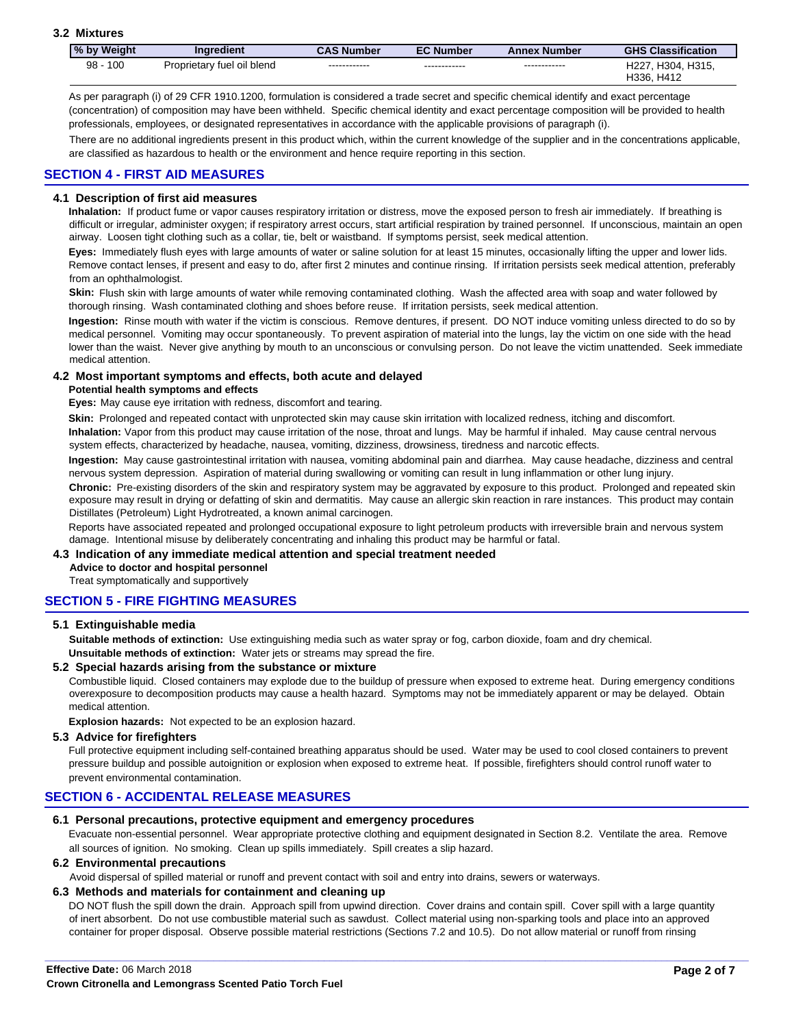### 3.2 Mixtures

| % by Weight | Ingredient | CAS Number | EC Number | Annex Number | GHS Classification |
|---|---|---|---|---|---|
| 98 - 100 | Proprietary fuel oil blend | ------------ | ------------ | ------------ | H227, H304, H315, H336, H412 |

As per paragraph (i) of 29 CFR 1910.1200, formulation is considered a trade secret and specific chemical identify and exact percentage (concentration) of composition may have been withheld. Specific chemical identity and exact percentage composition will be provided to health professionals, employees, or designated representatives in accordance with the applicable provisions of paragraph (i).

There are no additional ingredients present in this product which, within the current knowledge of the supplier and in the concentrations applicable, are classified as hazardous to health or the environment and hence require reporting in this section.

## SECTION 4 - FIRST AID MEASURES

### 4.1 Description of first aid measures

**Inhalation:** If product fume or vapor causes respiratory irritation or distress, move the exposed person to fresh air immediately. If breathing is difficult or irregular, administer oxygen; if respiratory arrest occurs, start artificial respiration by trained personnel. If unconscious, maintain an open airway. Loosen tight clothing such as a collar, tie, belt or waistband. If symptoms persist, seek medical attention.

**Eyes:** Immediately flush eyes with large amounts of water or saline solution for at least 15 minutes, occasionally lifting the upper and lower lids. Remove contact lenses, if present and easy to do, after first 2 minutes and continue rinsing. If irritation persists seek medical attention, preferably from an ophthalmologist.

**Skin:** Flush skin with large amounts of water while removing contaminated clothing. Wash the affected area with soap and water followed by thorough rinsing. Wash contaminated clothing and shoes before reuse. If irritation persists, seek medical attention.

**Ingestion:** Rinse mouth with water if the victim is conscious. Remove dentures, if present. DO NOT induce vomiting unless directed to do so by medical personnel. Vomiting may occur spontaneously. To prevent aspiration of material into the lungs, lay the victim on one side with the head lower than the waist. Never give anything by mouth to an unconscious or convulsing person. Do not leave the victim unattended. Seek immediate medical attention.

### 4.2 Most important symptoms and effects, both acute and delayed

**Potential health symptoms and effects**

**Eyes:** May cause eye irritation with redness, discomfort and tearing.

**Skin:** Prolonged and repeated contact with unprotected skin may cause skin irritation with localized redness, itching and discomfort.

**Inhalation:** Vapor from this product may cause irritation of the nose, throat and lungs. May be harmful if inhaled. May cause central nervous system effects, characterized by headache, nausea, vomiting, dizziness, drowsiness, tiredness and narcotic effects.

**Ingestion:** May cause gastrointestinal irritation with nausea, vomiting abdominal pain and diarrhea. May cause headache, dizziness and central nervous system depression. Aspiration of material during swallowing or vomiting can result in lung inflammation or other lung injury.

**Chronic:** Pre-existing disorders of the skin and respiratory system may be aggravated by exposure to this product. Prolonged and repeated skin exposure may result in drying or defatting of skin and dermatitis. May cause an allergic skin reaction in rare instances. This product may contain Distillates (Petroleum) Light Hydrotreated, a known animal carcinogen.

Reports have associated repeated and prolonged occupational exposure to light petroleum products with irreversible brain and nervous system damage. Intentional misuse by deliberately concentrating and inhaling this product may be harmful or fatal.

### 4.3 Indication of any immediate medical attention and special treatment needed

**Advice to doctor and hospital personnel**

Treat symptomatically and supportively

## SECTION 5 - FIRE FIGHTING MEASURES

### 5.1 Extinguishable media

**Suitable methods of extinction:** Use extinguishing media such as water spray or fog, carbon dioxide, foam and dry chemical.

**Unsuitable methods of extinction:** Water jets or streams may spread the fire.

### 5.2 Special hazards arising from the substance or mixture

Combustible liquid. Closed containers may explode due to the buildup of pressure when exposed to extreme heat. During emergency conditions overexposure to decomposition products may cause a health hazard. Symptoms may not be immediately apparent or may be delayed. Obtain medical attention.

**Explosion hazards:** Not expected to be an explosion hazard.

### 5.3 Advice for firefighters

Full protective equipment including self-contained breathing apparatus should be used. Water may be used to cool closed containers to prevent pressure buildup and possible autoignition or explosion when exposed to extreme heat. If possible, firefighters should control runoff water to prevent environmental contamination.

## SECTION 6 - ACCIDENTAL RELEASE MEASURES

### 6.1 Personal precautions, protective equipment and emergency procedures

Evacuate non-essential personnel. Wear appropriate protective clothing and equipment designated in Section 8.2. Ventilate the area. Remove all sources of ignition. No smoking. Clean up spills immediately. Spill creates a slip hazard.

### 6.2 Environmental precautions

Avoid dispersal of spilled material or runoff and prevent contact with soil and entry into drains, sewers or waterways.

### 6.3 Methods and materials for containment and cleaning up

DO NOT flush the spill down the drain. Approach spill from upwind direction. Cover drains and contain spill. Cover spill with a large quantity of inert absorbent. Do not use combustible material such as sawdust. Collect material using non-sparking tools and place into an approved container for proper disposal. Observe possible material restrictions (Sections 7.2 and 10.5). Do not allow material or runoff from rinsing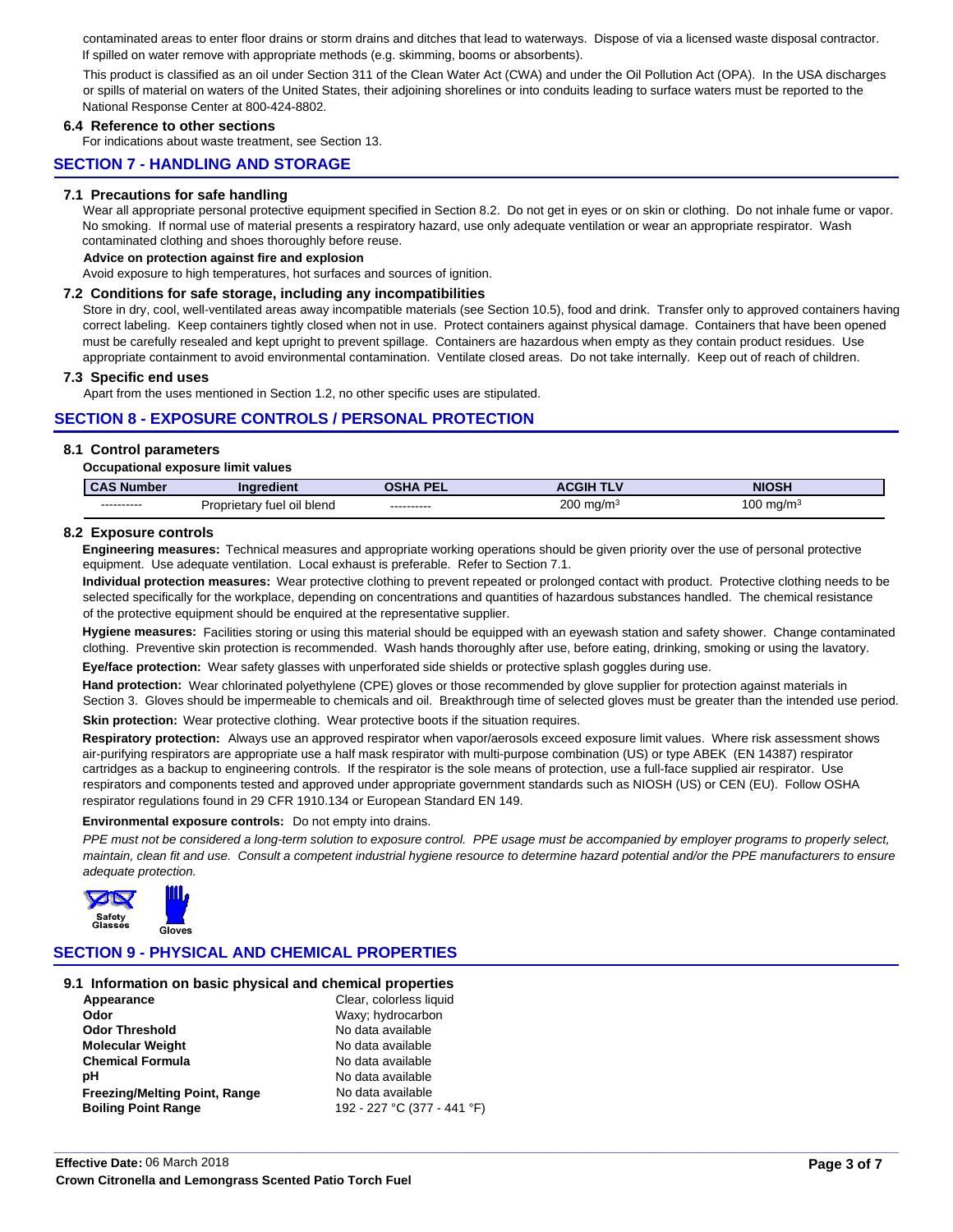contaminated areas to enter floor drains or storm drains and ditches that lead to waterways. Dispose of via a licensed waste disposal contractor. If spilled on water remove with appropriate methods (e.g. skimming, booms or absorbents).

This product is classified as an oil under Section 311 of the Clean Water Act (CWA) and under the Oil Pollution Act (OPA). In the USA discharges or spills of material on waters of the United States, their adjoining shorelines or into conduits leading to surface waters must be reported to the National Response Center at 800-424-8802.

### 6.4 Reference to other sections

For indications about waste treatment, see Section 13.

## SECTION 7 - HANDLING AND STORAGE

### 7.1 Precautions for safe handling

Wear all appropriate personal protective equipment specified in Section 8.2. Do not get in eyes or on skin or clothing. Do not inhale fume or vapor. No smoking. If normal use of material presents a respiratory hazard, use only adequate ventilation or wear an appropriate respirator. Wash contaminated clothing and shoes thoroughly before reuse.

**Advice on protection against fire and explosion**

Avoid exposure to high temperatures, hot surfaces and sources of ignition.

### 7.2 Conditions for safe storage, including any incompatibilities

Store in dry, cool, well-ventilated areas away incompatible materials (see Section 10.5), food and drink. Transfer only to approved containers having correct labeling. Keep containers tightly closed when not in use. Protect containers against physical damage. Containers that have been opened must be carefully resealed and kept upright to prevent spillage. Containers are hazardous when empty as they contain product residues. Use appropriate containment to avoid environmental contamination. Ventilate closed areas. Do not take internally. Keep out of reach of children.

### 7.3 Specific end uses

Apart from the uses mentioned in Section 1.2, no other specific uses are stipulated.

## SECTION 8 - EXPOSURE CONTROLS / PERSONAL PROTECTION

### 8.1 Control parameters

**Occupational exposure limit values**

| CAS Number | Ingredient | OSHA PEL | ACGIH TLV | NIOSH |
|---|---|---|---|---|
| ---------- | Proprietary fuel oil blend | ---------- | 200 mg/m³ | 100 mg/m³ |

### 8.2 Exposure controls

**Engineering measures:** Technical measures and appropriate working operations should be given priority over the use of personal protective equipment. Use adequate ventilation. Local exhaust is preferable. Refer to Section 7.1.

**Individual protection measures:** Wear protective clothing to prevent repeated or prolonged contact with product. Protective clothing needs to be selected specifically for the workplace, depending on concentrations and quantities of hazardous substances handled. The chemical resistance of the protective equipment should be enquired at the representative supplier.

**Hygiene measures:** Facilities storing or using this material should be equipped with an eyewash station and safety shower. Change contaminated clothing. Preventive skin protection is recommended. Wash hands thoroughly after use, before eating, drinking, smoking or using the lavatory.

**Eye/face protection:** Wear safety glasses with unperforated side shields or protective splash goggles during use.

**Hand protection:** Wear chlorinated polyethylene (CPE) gloves or those recommended by glove supplier for protection against materials in Section 3. Gloves should be impermeable to chemicals and oil. Breakthrough time of selected gloves must be greater than the intended use period.

**Skin protection:** Wear protective clothing. Wear protective boots if the situation requires.

**Respiratory protection:** Always use an approved respirator when vapor/aerosols exceed exposure limit values. Where risk assessment shows air-purifying respirators are appropriate use a half mask respirator with multi-purpose combination (US) or type ABEK (EN 14387) respirator cartridges as a backup to engineering controls. If the respirator is the sole means of protection, use a full-face supplied air respirator. Use respirators and components tested and approved under appropriate government standards such as NIOSH (US) or CEN (EU). Follow OSHA respirator regulations found in 29 CFR 1910.134 or European Standard EN 149.

**Environmental exposure controls:** Do not empty into drains.

*PPE must not be considered a long-term solution to exposure control. PPE usage must be accompanied by employer programs to properly select, maintain, clean fit and use. Consult a competent industrial hygiene resource to determine hazard potential and/or the PPE manufacturers to ensure adequate protection.*

Safety Glasses   Gloves

## SECTION 9 - PHYSICAL AND CHEMICAL PROPERTIES

### 9.1 Information on basic physical and chemical properties

| | |
|---|---|
| **Appearance** | Clear, colorless liquid |
| **Odor** | Waxy; hydrocarbon |
| **Odor Threshold** | No data available |
| **Molecular Weight** | No data available |
| **Chemical Formula** | No data available |
| **pH** | No data available |
| **Freezing/Melting Point, Range** | No data available |
| **Boiling Point Range** | 192 - 227 °C (377 - 441 °F) |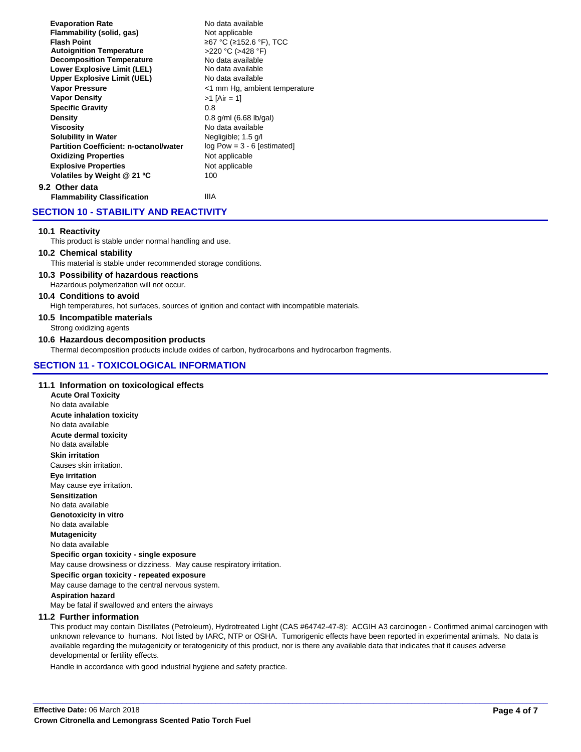| Property | Value |
|---|---|
| **Evaporation Rate** | No data available |
| **Flammability (solid, gas)** | Not applicable |
| **Flash Point** | ≥67 °C (≥152.6 °F), TCC |
| **Autoignition Temperature** | >220 °C (>428 °F) |
| **Decomposition Temperature** | No data available |
| **Lower Explosive Limit (LEL)** | No data available |
| **Upper Explosive Limit (UEL)** | No data available |
| **Vapor Pressure** | <1 mm Hg, ambient temperature |
| **Vapor Density** | >1 [Air = 1] |
| **Specific Gravity** | 0.8 |
| **Density** | 0.8 g/ml (6.68 lb/gal) |
| **Viscosity** | No data available |
| **Solubility in Water** | Negligible; 1.5 g/l |
| **Partition Coefficient: n-octanol/water** | log Pow = 3 - 6 [estimated] |
| **Oxidizing Properties** | Not applicable |
| **Explosive Properties** | Not applicable |
| **Volatiles by Weight @ 21 ºC** | 100 |

### 9.2 Other data

| Property | Value |
|---|---|
| **Flammability Classification** | IIIA |

## SECTION 10 - STABILITY AND REACTIVITY

### 10.1 Reactivity

This product is stable under normal handling and use.

### 10.2 Chemical stability

This material is stable under recommended storage conditions.

### 10.3 Possibility of hazardous reactions

Hazardous polymerization will not occur.

### 10.4 Conditions to avoid

High temperatures, hot surfaces, sources of ignition and contact with incompatible materials.

### 10.5 Incompatible materials

Strong oxidizing agents

### 10.6 Hazardous decomposition products

Thermal decomposition products include oxides of carbon, hydrocarbons and hydrocarbon fragments.

## SECTION 11 - TOXICOLOGICAL INFORMATION

### 11.1 Information on toxicological effects

**Acute Oral Toxicity**
No data available

**Acute inhalation toxicity**
No data available

**Acute dermal toxicity**
No data available

**Skin irritation**
Causes skin irritation.

**Eye irritation**
May cause eye irritation.

**Sensitization**
No data available

**Genotoxicity in vitro**
No data available

**Mutagenicity**
No data available

**Specific organ toxicity - single exposure**
May cause drowsiness or dizziness. May cause respiratory irritation.

**Specific organ toxicity - repeated exposure**
May cause damage to the central nervous system.

**Aspiration hazard**
May be fatal if swallowed and enters the airways

### 11.2 Further information

This product may contain Distillates (Petroleum), Hydrotreated Light (CAS #64742-47-8): ACGIH A3 carcinogen - Confirmed animal carcinogen with unknown relevance to humans. Not listed by IARC, NTP or OSHA. Tumorigenic effects have been reported in experimental animals. No data is available regarding the mutagenicity or teratogenicity of this product, nor is there any available data that indicates that it causes adverse developmental or fertility effects.

Handle in accordance with good industrial hygiene and safety practice.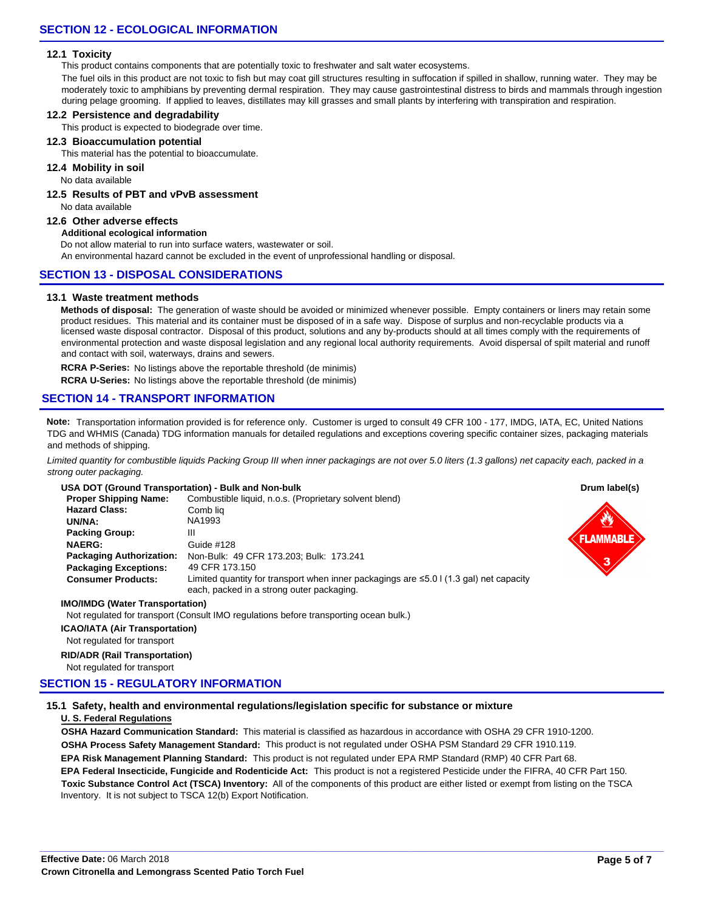## SECTION 12 - ECOLOGICAL INFORMATION

### 12.1 Toxicity

This product contains components that are potentially toxic to freshwater and salt water ecosystems.

The fuel oils in this product are not toxic to fish but may coat gill structures resulting in suffocation if spilled in shallow, running water. They may be moderately toxic to amphibians by preventing dermal respiration. They may cause gastrointestinal distress to birds and mammals through ingestion during pelage grooming. If applied to leaves, distillates may kill grasses and small plants by interfering with transpiration and respiration.

### 12.2 Persistence and degradability

This product is expected to biodegrade over time.

### 12.3 Bioaccumulation potential

This material has the potential to bioaccumulate.

### 12.4 Mobility in soil

No data available

### 12.5 Results of PBT and vPvB assessment

No data available

### 12.6 Other adverse effects

**Additional ecological information**

Do not allow material to run into surface waters, wastewater or soil.

An environmental hazard cannot be excluded in the event of unprofessional handling or disposal.

## SECTION 13 - DISPOSAL CONSIDERATIONS

### 13.1 Waste treatment methods

**Methods of disposal:** The generation of waste should be avoided or minimized whenever possible. Empty containers or liners may retain some product residues. This material and its container must be disposed of in a safe way. Dispose of surplus and non-recyclable products via a licensed waste disposal contractor. Disposal of this product, solutions and any by-products should at all times comply with the requirements of environmental protection and waste disposal legislation and any regional local authority requirements. Avoid dispersal of spilt material and runoff and contact with soil, waterways, drains and sewers.

**RCRA P-Series:** No listings above the reportable threshold (de minimis)

**RCRA U-Series:** No listings above the reportable threshold (de minimis)

## SECTION 14 - TRANSPORT INFORMATION

**Note:** Transportation information provided is for reference only. Customer is urged to consult 49 CFR 100 - 177, IMDG, IATA, EC, United Nations TDG and WHMIS (Canada) TDG information manuals for detailed regulations and exceptions covering specific container sizes, packaging materials and methods of shipping.

*Limited quantity for combustible liquids Packing Group III when inner packagings are not over 5.0 liters (1.3 gallons) net capacity each, packed in a strong outer packaging.*

**USA DOT (Ground Transportation) - Bulk and Non-bulk**

**Drum label(s)**

| | |
|---|---|
| **Proper Shipping Name:** | Combustible liquid, n.o.s. (Proprietary solvent blend) |
| **Hazard Class:** | Comb liq |
| **UN/NA:** | NA1993 |
| **Packing Group:** | III |
| **NAERG:** | Guide #128 |
| **Packaging Authorization:** | Non-Bulk: 49 CFR 173.203; Bulk: 173.241 |
| **Packaging Exceptions:** | 49 CFR 173.150 |
| **Consumer Products:** | Limited quantity for transport when inner packagings are ≤5.0 l (1.3 gal) net capacity each, packed in a strong outer packaging. |

**IMO/IMDG (Water Transportation)**

Not regulated for transport (Consult IMO regulations before transporting ocean bulk.)

**ICAO/IATA (Air Transportation)**

Not regulated for transport

**RID/ADR (Rail Transportation)**

Not regulated for transport

## SECTION 15 - REGULATORY INFORMATION

### 15.1 Safety, health and environmental regulations/legislation specific for substance or mixture

**U. S. Federal Regulations**

**OSHA Hazard Communication Standard:** This material is classified as hazardous in accordance with OSHA 29 CFR 1910-1200.

**OSHA Process Safety Management Standard:** This product is not regulated under OSHA PSM Standard 29 CFR 1910.119.

**EPA Risk Management Planning Standard:** This product is not regulated under EPA RMP Standard (RMP) 40 CFR Part 68.

**EPA Federal Insecticide, Fungicide and Rodenticide Act:** This product is not a registered Pesticide under the FIFRA, 40 CFR Part 150.

**Toxic Substance Control Act (TSCA) Inventory:** All of the components of this product are either listed or exempt from listing on the TSCA Inventory. It is not subject to TSCA 12(b) Export Notification.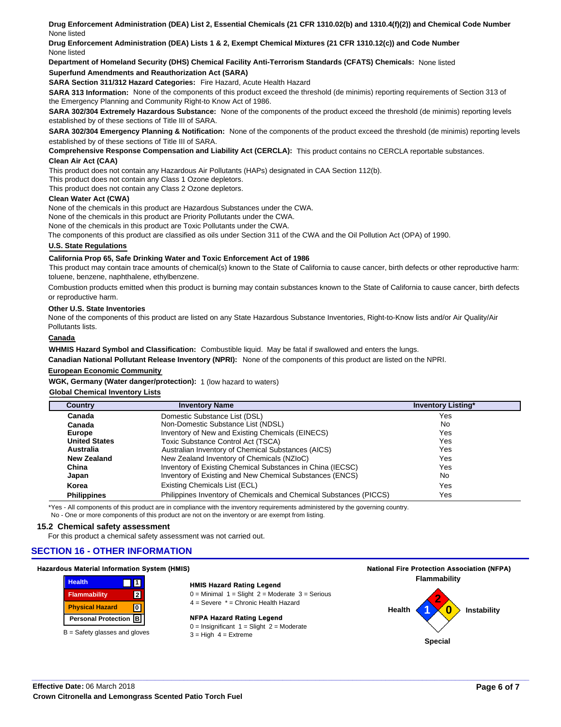**Drug Enforcement Administration (DEA) List 2, Essential Chemicals (21 CFR 1310.02(b) and 1310.4(f)(2)) and Chemical Code Number**
None listed

**Drug Enforcement Administration (DEA) Lists 1 & 2, Exempt Chemical Mixtures (21 CFR 1310.12(c)) and Code Number**
None listed

**Department of Homeland Security (DHS) Chemical Facility Anti-Terrorism Standards (CFATS) Chemicals:** None listed

**Superfund Amendments and Reauthorization Act (SARA)**

**SARA Section 311/312 Hazard Categories:** Fire Hazard, Acute Health Hazard

**SARA 313 Information:** None of the components of this product exceed the threshold (de minimis) reporting requirements of Section 313 of the Emergency Planning and Community Right-to Know Act of 1986.

**SARA 302/304 Extremely Hazardous Substance:** None of the components of the product exceed the threshold (de minimis) reporting levels established by of these sections of Title III of SARA.

**SARA 302/304 Emergency Planning & Notification:** None of the components of the product exceed the threshold (de minimis) reporting levels established by of these sections of Title III of SARA.

**Comprehensive Response Compensation and Liability Act (CERCLA):** This product contains no CERCLA reportable substances.

**Clean Air Act (CAA)**

This product does not contain any Hazardous Air Pollutants (HAPs) designated in CAA Section 112(b).
This product does not contain any Class 1 Ozone depletors.
This product does not contain any Class 2 Ozone depletors.

**Clean Water Act (CWA)**

None of the chemicals in this product are Hazardous Substances under the CWA.
None of the chemicals in this product are Priority Pollutants under the CWA.
None of the chemicals in this product are Toxic Pollutants under the CWA.
The components of this product are classified as oils under Section 311 of the CWA and the Oil Pollution Act (OPA) of 1990.

**U.S. State Regulations**

**California Prop 65, Safe Drinking Water and Toxic Enforcement Act of 1986**

This product may contain trace amounts of chemical(s) known to the State of California to cause cancer, birth defects or other reproductive harm: toluene, benzene, naphthalene, ethylbenzene.

Combustion products emitted when this product is burning may contain substances known to the State of California to cause cancer, birth defects or reproductive harm.

**Other U.S. State Inventories**

None of the components of this product are listed on any State Hazardous Substance Inventories, Right-to-Know lists and/or Air Quality/Air Pollutants lists.

**Canada**

**WHMIS Hazard Symbol and Classification:** Combustible liquid. May be fatal if swallowed and enters the lungs.

**Canadian National Pollutant Release Inventory (NPRI):** None of the components of this product are listed on the NPRI.

**European Economic Community**

**WGK, Germany (Water danger/protection):** 1 (low hazard to waters)

**Global Chemical Inventory Lists**

| Country | Inventory Name | Inventory Listing* |
|---|---|---|
| **Canada** | Domestic Substance List (DSL) | Yes |
| **Canada** | Non-Domestic Substance List (NDSL) | No |
| **Europe** | Inventory of New and Existing Chemicals (EINECS) | Yes |
| **United States** | Toxic Substance Control Act (TSCA) | Yes |
| **Australia** | Australian Inventory of Chemical Substances (AICS) | Yes |
| **New Zealand** | New Zealand Inventory of Chemicals (NZIoC) | Yes |
| **China** | Inventory of Existing Chemical Substances in China (IECSC) | Yes |
| **Japan** | Inventory of Existing and New Chemical Substances (ENCS) | No |
| **Korea** | Existing Chemicals List (ECL) | Yes |
| **Philippines** | Philippines Inventory of Chemicals and Chemical Substances (PICCS) | Yes |

*Yes - All components of this product are in compliance with the inventory requirements administered by the governing country.
No - One or more components of this product are not on the inventory or are exempt from listing.

### 15.2 Chemical safety assessment

For this product a chemical safety assessment was not carried out.

## SECTION 16 - OTHER INFORMATION

**Hazardous Material Information System (HMIS)**

| | |
|---|---|
| Health | 1 |
| Flammability | 2 |
| Physical Hazard | 0 |
| Personal Protection | B |

B = Safety glasses and gloves

**HMIS Hazard Rating Legend**
0 = Minimal 1 = Slight 2 = Moderate 3 = Serious
4 = Severe * = Chronic Health Hazard

**NFPA Hazard Rating Legend**
0 = Insignificant 1 = Slight 2 = Moderate
3 = High 4 = Extreme

**National Fire Protection Association (NFPA)**

Flammability: 2
Health: 1
Instability: 0
Special:

**Effective Date:** 06 March 2018
**Crown Citronella and Lemongrass Scented Patio Torch Fuel**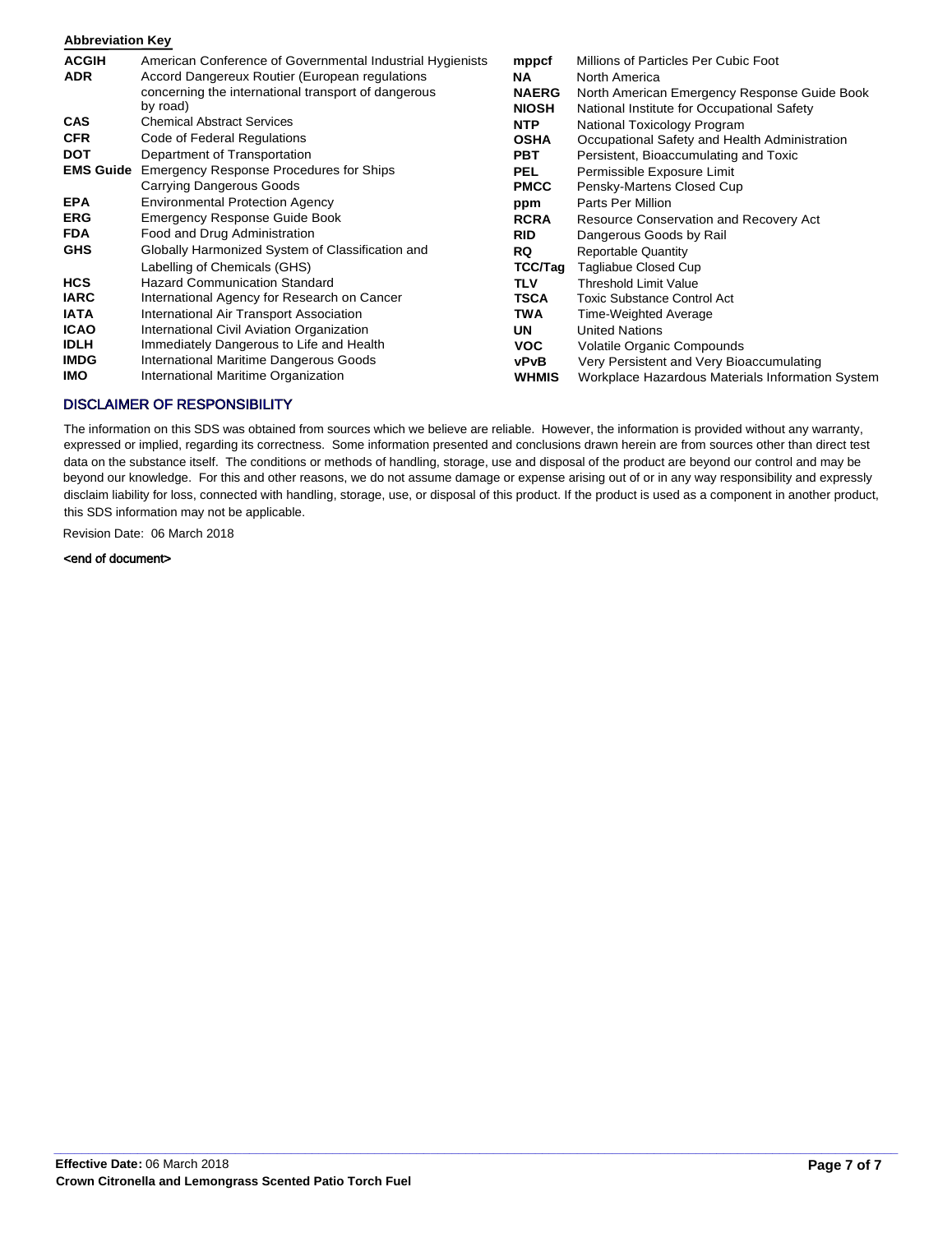**Abbreviation Key**

| | | | |
|---|---|---|---|
| **ACGIH** | American Conference of Governmental Industrial Hygienists | **mppcf** | Millions of Particles Per Cubic Foot |
| **ADR** | Accord Dangereux Routier (European regulations concerning the international transport of dangerous by road) | **NA** | North America |
| | | **NAERG** | North American Emergency Response Guide Book |
| | | **NIOSH** | National Institute for Occupational Safety |
| **CAS** | Chemical Abstract Services | **NTP** | National Toxicology Program |
| **CFR** | Code of Federal Regulations | **OSHA** | Occupational Safety and Health Administration |
| **DOT** | Department of Transportation | **PBT** | Persistent, Bioaccumulating and Toxic |
| **EMS Guide** | Emergency Response Procedures for Ships Carrying Dangerous Goods | **PEL** | Permissible Exposure Limit |
| | | **PMCC** | Pensky-Martens Closed Cup |
| **EPA** | Environmental Protection Agency | **ppm** | Parts Per Million |
| **ERG** | Emergency Response Guide Book | **RCRA** | Resource Conservation and Recovery Act |
| **FDA** | Food and Drug Administration | **RID** | Dangerous Goods by Rail |
| **GHS** | Globally Harmonized System of Classification and Labelling of Chemicals (GHS) | **RQ** | Reportable Quantity |
| | | **TCC/Tag** | Tagliabue Closed Cup |
| **HCS** | Hazard Communication Standard | **TLV** | Threshold Limit Value |
| **IARC** | International Agency for Research on Cancer | **TSCA** | Toxic Substance Control Act |
| **IATA** | International Air Transport Association | **TWA** | Time-Weighted Average |
| **ICAO** | International Civil Aviation Organization | **UN** | United Nations |
| **IDLH** | Immediately Dangerous to Life and Health | **VOC** | Volatile Organic Compounds |
| **IMDG** | International Maritime Dangerous Goods | **vPvB** | Very Persistent and Very Bioaccumulating |
| **IMO** | International Maritime Organization | **WHMIS** | Workplace Hazardous Materials Information System |

## DISCLAIMER OF RESPONSIBILITY

The information on this SDS was obtained from sources which we believe are reliable. However, the information is provided without any warranty, expressed or implied, regarding its correctness. Some information presented and conclusions drawn herein are from sources other than direct test data on the substance itself. The conditions or methods of handling, storage, use and disposal of the product are beyond our control and may be beyond our knowledge. For this and other reasons, we do not assume damage or expense arising out of or in any way responsibility and expressly disclaim liability for loss, connected with handling, storage, use, or disposal of this product. If the product is used as a component in another product, this SDS information may not be applicable.

Revision Date: 06 March 2018

<end of document>